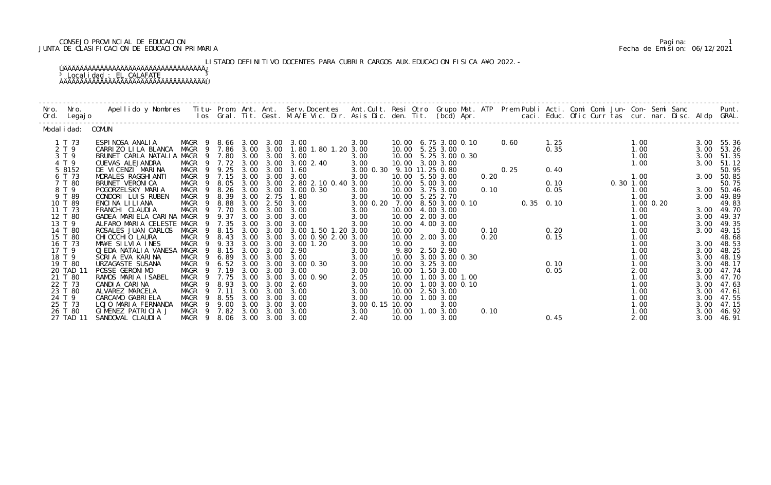CONSEJO PROVINCIAL DE EDUCACION
JUNTA DE CLASIFICACION DE EDUCACION PRIMARIA

Pagina: 1
Fecha de Emision: 06/12/2021

LISTADO DEFINITIVO DOCENTES PARA CUBRIR CARGOS AUX.EDUCACION FISICA A¥O 2022.-

Localidad : EL CALAFATE

Modalidad: COMUN

| Nro. Ord. | Nro. Legajo | Apellido y Nombres | Titu-los | Prom. Gral. | Ant. Tit. | Ant. Gest. | Serv.Docentes M.A/E Vic. Dir. | Ant.Cult. Asis Dic. | Resi den. | Otro Tit. | Grupo Mat. (bcd) | ATP Apr. | Prem | Publi caci. | Acti. Educ. | Comi Ofic | Comi Curr | Jun-tas | Con-cur. | Semi nar. | Sanc Disc. | Aldp | Punt. GRAL. |
|---|---|---|---|---|---|---|---|---|---|---|---|---|---|---|---|---|---|---|---|---|---|---|---|
| 1 | T 73 | ESPINOSA ANALIA | MAGR 9 | 8.66 | 3.00 | 3.00 | 3.00 | 3.00 | 10.00 | 6.75 | 3.00 0.10 | | 0.60 | | 1.25 | | | | 1.00 | | | 3.00 | 55.36 |
| 2 | T 9 | CARRIZO LILA BLANCA | MAGR 9 | 7.86 | 3.00 | 3.00 | 1.80 1.80 1.20 | 3.00 | 10.00 | 5.25 | 3.00 | | | | 0.35 | | | | 1.00 | | | 3.00 | 53.26 |
| 3 | T 9 | BRUNET CARLA NATALIA | MAGR 9 | 7.80 | 3.00 | 3.00 | 3.00 | 3.00 | 10.00 | 5.25 | 3.00 0.30 | | | | | | | | 1.00 | | | 3.00 | 51.35 |
| 4 | T 9 | CUEVAS ALEJANDRA | MAGR 9 | 7.72 | 3.00 | 3.00 | 3.00 2.40 | 3.00 | 10.00 | 3.00 | 3.00 | | | | | | | | 1.00 | | | 3.00 | 51.12 |
| 5 | 8152 | DE VICENZI MARINA | MAGR 9 | 9.25 | 3.00 | 3.00 | 1.60 | 3.00 0.30 | 9.10 | 11.25 | 0.80 | | 0.25 | | 0.40 | | | | | | | | 50.95 |
| 6 | T 73 | MORALES RAGGHIANTI | MAGR 9 | 7.15 | 3.00 | 3.00 | 3.00 | 3.00 | 10.00 | 5.50 | 3.00 | 0.20 | | | | | | | 1.00 | | | 3.00 | 50.85 |
| 7 | T 80 | BRUNET VERONICA | MAGR 9 | 8.05 | 3.00 | 3.00 | 2.80 2.10 0.40 | 3.00 | 10.00 | 5.00 | 3.00 | | | | 0.10 | | | 0.30 | 1.00 | | | | 50.75 |
| 8 | T 9 | POGORZELSKY MARIA | MAGR 9 | 8.26 | 3.00 | 3.00 | 3.00 0.30 | 3.00 | 10.00 | 3.75 | 3.00 | 0.10 | | | 0.05 | | | | 1.00 | | | 3.00 | 50.46 |
| 9 | T 89 | CONDORI LUIS RUBEN | MAGR 9 | 8.39 | 3.00 | 2.75 | 1.80 | 3.00 | 10.00 | 5.25 | 2.70 | | | | | | | | 1.00 | | | 3.00 | 49.89 |
| 10 | T 89 | ENCINA LILIANA | MAGR 9 | 8.88 | 3.00 | 2.50 | 3.00 | 3.00 0.20 | 7.00 | 8.50 | 3.00 0.10 | | | 0.35 | 0.10 | | | | 1.00 | 0.20 | | | 49.83 |
| 11 | T 73 | FRANCHI CLAUDIA | MAGR 9 | 7.70 | 3.00 | 3.00 | 3.00 | 3.00 | 10.00 | 4.00 | 3.00 | | | | | | | | 1.00 | | | 3.00 | 49.70 |
| 12 | T 80 | GADEA MARIELA CARINA | MAGR 9 | 9.37 | 3.00 | 3.00 | 3.00 | 3.00 | 10.00 | 2.00 | 3.00 | | | | | | | | 1.00 | | | 3.00 | 49.37 |
| 13 | T 9 | ALFARO MARIA CELESTE | MAGR 9 | 7.35 | 3.00 | 3.00 | 3.00 | 3.00 | 10.00 | 4.00 | 3.00 | | | | | | | | 1.00 | | | 3.00 | 49.35 |
| 14 | T 80 | ROSALES JUAN CARLOS | MAGR 9 | 8.15 | 3.00 | 3.00 | 3.00 1.50 1.20 | 3.00 | 10.00 | | 3.00 | 0.10 | | | 0.20 | | | | 1.00 | | | 3.00 | 49.15 |
| 15 | T 80 | CHIOCCHIO LAURA | MAGR 9 | 8.43 | 3.00 | 3.00 | 3.00 0.90 2.00 | 3.00 | 10.00 | 2.00 | 3.00 | 0.20 | | | 0.15 | | | | 1.00 | | | | 48.68 |
| 16 | T 73 | MA¥E SILVIA INES | MAGR 9 | 9.33 | 3.00 | 3.00 | 3.00 1.20 | 3.00 | 10.00 | | 3.00 | | | | | | | | 1.00 | | | 3.00 | 48.53 |
| 17 | T 9 | OJEDA NATALIA VANESA | MAGR 9 | 8.15 | 3.00 | 3.00 | 2.90 | 3.00 | 9.80 | 2.50 | 2.90 | | | | | | | | 1.00 | | | 3.00 | 48.25 |
| 18 | T 9 | SORIA EVA KARINA | MAGR 9 | 6.89 | 3.00 | 3.00 | 3.00 | 3.00 | 10.00 | 3.00 | 3.00 0.30 | | | | | | | | 1.00 | | | 3.00 | 48.19 |
| 19 | T 80 | URZAGASTE SUSANA | MAGR 9 | 6.52 | 3.00 | 3.00 | 3.00 0.30 | 3.00 | 10.00 | 3.25 | 3.00 | | | | 0.10 | | | | 1.00 | | | 3.00 | 48.17 |
| 20 | TAD 11 | POSSE GERONIMO | MAGR 9 | 7.19 | 3.00 | 3.00 | 3.00 | 3.00 | 10.00 | 1.50 | 3.00 | | | | 0.05 | | | | 2.00 | | | 3.00 | 47.74 |
| 21 | T 80 | RAMOS MARIA ISABEL | MAGR 9 | 7.75 | 3.00 | 3.00 | 3.00 0.90 | 2.05 | 10.00 | 1.00 | 3.00 1.00 | | | | | | | | 1.00 | | | 3.00 | 47.70 |
| 22 | T 73 | CANDIA CARINA | MAGR 9 | 8.93 | 3.00 | 3.00 | 2.60 | 3.00 | 10.00 | 1.00 | 3.00 0.10 | | | | | | | | 1.00 | | | 3.00 | 47.63 |
| 23 | T 80 | ALVAREZ MARCELA | MAGR 9 | 7.11 | 3.00 | 3.00 | 3.00 | 3.00 | 10.00 | 2.50 | 3.00 | | | | | | | | 1.00 | | | 3.00 | 47.61 |
| 24 | T 9 | CARCAMO GABRIELA | MAGR 9 | 8.55 | 3.00 | 3.00 | 3.00 | 3.00 | 10.00 | 1.00 | 3.00 | | | | | | | | 1.00 | | | 3.00 | 47.55 |
| 25 | T 73 | LOJO MARIA FERNANDA | MAGR 9 | 9.00 | 3.00 | 3.00 | 3.00 | 3.00 0.15 | 10.00 | | 3.00 | | | | | | | | 1.00 | | | 3.00 | 47.15 |
| 26 | T 80 | GIMENEZ PATRICIA J | MAGR 9 | 7.82 | 3.00 | 3.00 | 3.00 | 3.00 | 10.00 | 1.00 | 3.00 | 0.10 | | | | | | | 1.00 | | | 3.00 | 46.92 |
| 27 | TAD 11 | SANDOVAL CLAUDIA | MAGR 9 | 8.06 | 3.00 | 3.00 | 3.00 | 2.40 | 10.00 | | 3.00 | | | | 0.45 | | | | 2.00 | | | 3.00 | 46.91 |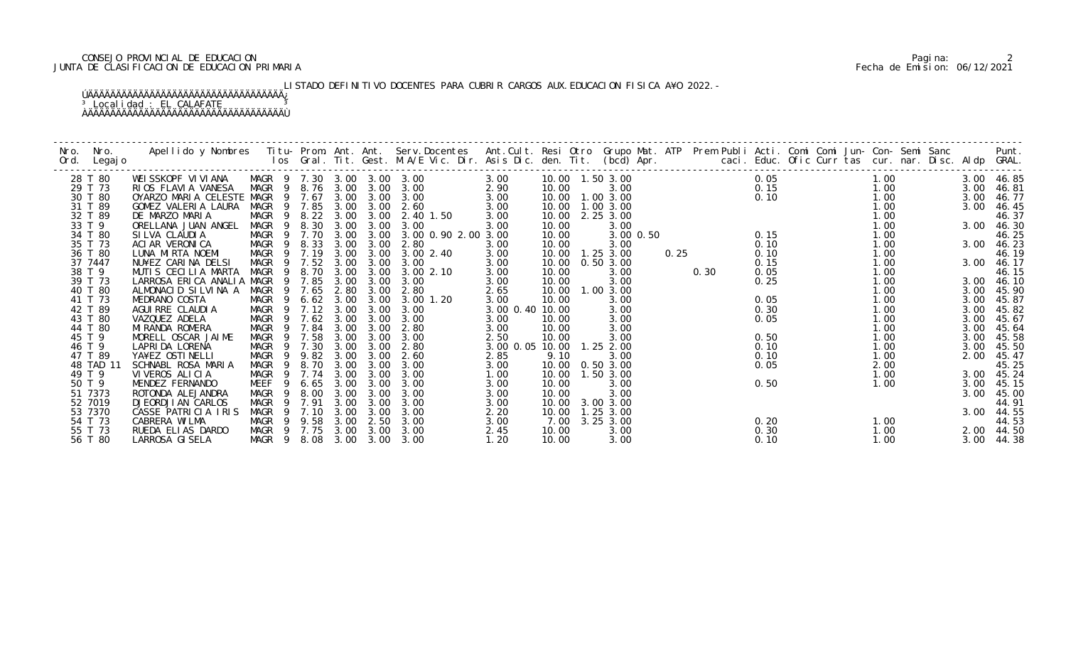CONSEJO PROVINCIAL DE EDUCACION
JUNTA DE CLASIFICACION DE EDUCACION PRIMARIA

LISTADO DEFINITIVO DOCENTES PARA CUBRIR CARGOS AUX.EDUCACION FISICA A¥O 2022.-

Localidad : EL CALAFATE

| Nro. Ord. | Nro. Legajo | Apellido y Nombres | Titu-los | Prom. Gral. | Ant. Tit. | Ant. Gest. | Serv.Docentes M.A/E Vic. Dir. | Ant.Cult. Asis Dic. | Resi den. | Otro Tit. | Grupo (bcd) | Mat. Apr. | ATP | Prem caci. | Publi Educ. | Acti. Ofic | Comi Curr | Comi tas | Jun- cur. | Con- nar. | Semi Disc. | Sanc Aldp | Punt. GRAL. |
|---|---|---|---|---|---|---|---|---|---|---|---|---|---|---|---|---|---|---|---|---|---|---|---|
| 28 | T 80 | WEISSKOPF VIVIANA | MAGR 9 | 7.30 | 3.00 | 3.00 | 3.00 | 3.00 | 10.00 | 1.50 | 3.00 | | | | 0.05 | | | | 1.00 | | | 3.00 | 46.85 |
| 29 | T 73 | RIOS FLAVIA VANESA | MAGR 9 | 8.76 | 3.00 | 3.00 | 3.00 | 2.90 | 10.00 | | 3.00 | | | | 0.15 | | | | 1.00 | | | 3.00 | 46.81 |
| 30 | T 80 | OYARZO MARIA CELESTE | MAGR 9 | 7.67 | 3.00 | 3.00 | 3.00 | 3.00 | 10.00 | 1.00 | 3.00 | | | | 0.10 | | | | 1.00 | | | 3.00 | 46.77 |
| 31 | T 89 | GOMEZ VALERIA LAURA | MAGR 9 | 7.85 | 3.00 | 3.00 | 2.60 | 3.00 | 10.00 | 1.00 | 3.00 | | | | | | | | 1.00 | | | 3.00 | 46.45 |
| 32 | T 89 | DE MARZO MARIA | MAGR 9 | 8.22 | 3.00 | 3.00 | 2.40 1.50 | 3.00 | 10.00 | 2.25 | 3.00 | | | | | | | | 1.00 | | | | 46.37 |
| 33 | T 9 | ORELLANA JUAN ANGEL | MAGR 9 | 8.30 | 3.00 | 3.00 | 3.00 | 3.00 | 10.00 | | 3.00 | | | | | | | | 1.00 | | | 3.00 | 46.30 |
| 34 | T 80 | SILVA CLAUDIA | MAGR 9 | 7.70 | 3.00 | 3.00 | 3.00 0.90 2.00 | 3.00 | 10.00 | | 3.00 | 0.50 | | | 0.15 | | | | 1.00 | | | | 46.25 |
| 35 | T 73 | ACIAR VERONICA | MAGR 9 | 8.33 | 3.00 | 3.00 | 2.80 | 3.00 | 10.00 | | 3.00 | | | | 0.10 | | | | 1.00 | | | 3.00 | 46.23 |
| 36 | T 80 | LUNA MIRTA NOEMI | MAGR 9 | 7.19 | 3.00 | 3.00 | 3.00 2.40 | 3.00 | 10.00 | 1.25 | 3.00 | | 0.25 | | 0.10 | | | | 1.00 | | | | 46.19 |
| 37 | 7447 | NU¥EZ CARINA DELSI | MAGR 9 | 7.52 | 3.00 | 3.00 | 3.00 | 3.00 | 10.00 | 0.50 | 3.00 | | | | 0.15 | | | | 1.00 | | | 3.00 | 46.17 |
| 38 | T 9 | MUTIS CECILIA MARTA | MAGR 9 | 8.70 | 3.00 | 3.00 | 3.00 2.10 | 3.00 | 10.00 | | 3.00 | | | 0.30 | 0.05 | | | | 1.00 | | | | 46.15 |
| 39 | T 73 | LARROSA ERICA ANALIA | MAGR 9 | 7.85 | 3.00 | 3.00 | 3.00 | 3.00 | 10.00 | | 3.00 | | | | 0.25 | | | | 1.00 | | | 3.00 | 46.10 |
| 40 | T 80 | ALMONACID SILVINA A | MAGR 9 | 7.65 | 2.80 | 3.00 | 2.80 | 2.65 | 10.00 | 1.00 | 3.00 | | | | | | | | 1.00 | | | 3.00 | 45.90 |
| 41 | T 73 | MEDRANO COSTA | MAGR 9 | 6.62 | 3.00 | 3.00 | 3.00 1.20 | 3.00 | 10.00 | | 3.00 | | | | 0.05 | | | | 1.00 | | | 3.00 | 45.87 |
| 42 | T 89 | AGUIRRE CLAUDIA | MAGR 9 | 7.12 | 3.00 | 3.00 | 3.00 | 3.00 0.40 | 10.00 | | 3.00 | | | | 0.30 | | | | 1.00 | | | 3.00 | 45.82 |
| 43 | T 80 | VAZQUEZ ADELA | MAGR 9 | 7.62 | 3.00 | 3.00 | 3.00 | 3.00 | 10.00 | | 3.00 | | | | 0.05 | | | | 1.00 | | | 3.00 | 45.67 |
| 44 | T 80 | MIRANDA ROMERA | MAGR 9 | 7.84 | 3.00 | 3.00 | 2.80 | 3.00 | 10.00 | | 3.00 | | | | | | | | 1.00 | | | 3.00 | 45.64 |
| 45 | T 9 | MORELL OSCAR JAIME | MAGR 9 | 7.58 | 3.00 | 3.00 | 3.00 | 2.50 | 10.00 | | 3.00 | | | | 0.50 | | | | 1.00 | | | 3.00 | 45.58 |
| 46 | T 9 | LAPRIDA LORENA | MAGR 9 | 7.30 | 3.00 | 3.00 | 2.80 | 3.00 0.05 | 10.00 | 1.25 | 2.00 | | | | 0.10 | | | | 1.00 | | | 3.00 | 45.50 |
| 47 | T 89 | YA¥EZ OSTINELLI | MAGR 9 | 9.82 | 3.00 | 3.00 | 2.60 | 2.85 | 9.10 | | 3.00 | | | | 0.10 | | | | 1.00 | | | 2.00 | 45.47 |
| 48 | TAD 11 | SCHNABL ROSA MARIA | MAGR 9 | 8.70 | 3.00 | 3.00 | 3.00 | 3.00 | 10.00 | 0.50 | 3.00 | | | | 0.05 | | | | 2.00 | | | | 45.25 |
| 49 | T 9 | VIVEROS ALICIA | MAGR 9 | 7.74 | 3.00 | 3.00 | 3.00 | 1.00 | 10.00 | 1.50 | 3.00 | | | | | | | | 1.00 | | | 3.00 | 45.24 |
| 50 | T 9 | MENDEZ FERNANDO | MEEF 9 | 6.65 | 3.00 | 3.00 | 3.00 | 3.00 | 10.00 | | 3.00 | | | | 0.50 | | | | 1.00 | | | 3.00 | 45.15 |
| 51 | 7373 | ROTONDA ALEJANDRA | MAGR 9 | 8.00 | 3.00 | 3.00 | 3.00 | 3.00 | 10.00 | | 3.00 | | | | | | | | | | | 3.00 | 45.00 |
| 52 | 7019 | DIEORDIJAN CARLOS | MAGR 9 | 7.91 | 3.00 | 3.00 | 3.00 | 3.00 | 10.00 | 3.00 | 3.00 | | | | | | | | | | | | 44.91 |
| 53 | 7370 | CASSE PATRICIA IRIS | MAGR 9 | 7.10 | 3.00 | 3.00 | 3.00 | 2.20 | 10.00 | 1.25 | 3.00 | | | | | | | | | | | 3.00 | 44.55 |
| 54 | T 73 | CABRERA WILMA | MAGR 9 | 9.58 | 3.00 | 2.50 | 3.00 | 3.00 | 7.00 | 3.25 | 3.00 | | | | 0.20 | | | | 1.00 | | | | 44.53 |
| 55 | T 73 | RUEDA ELIAS DARDO | MAGR 9 | 7.75 | 3.00 | 3.00 | 3.00 | 2.45 | 10.00 | | 3.00 | | | | 0.30 | | | | 1.00 | | | 2.00 | 44.50 |
| 56 | T 80 | LARROSA GISELA | MAGR 9 | 8.08 | 3.00 | 3.00 | 3.00 | 1.20 | 10.00 | | 3.00 | | | | 0.10 | | | | 1.00 | | | 3.00 | 44.38 |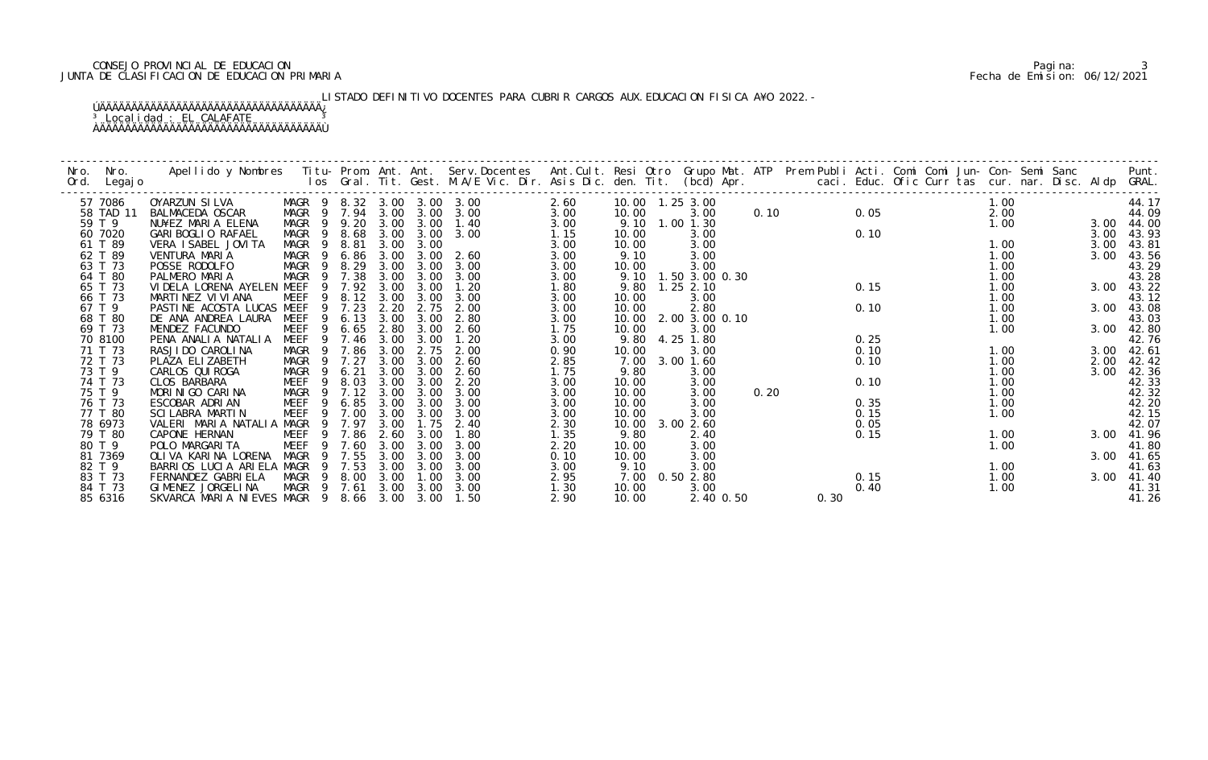CONSEJO PROVINCIAL DE EDUCACION
JUNTA DE CLASIFICACION DE EDUCACION PRIMARIA

Pagina: 3
Fecha de Emision: 06/12/2021

LISTADO DEFINITIVO DOCENTES PARA CUBRIR CARGOS AUX.EDUCACION FISICA A¥O 2022.-

Localidad : EL CALAFATE

| Nro. Ord. | Nro. Legajo | Apellido y Nombres | Titu- los | Prom. Gral. | Ant. Tit. | Ant. Gest. | Serv.Docentes M.A/E Vic. Dir. | Ant.Cult. Asis Dic. | Resi den. | Otro Tit. | Grupo Mat. (bcd) Apr. | ATP | Prem Publi caci. | Acti. Educ. | Comi Ofic | Comi Curr | Jun- tas | Con- cur. | Semi nar. | Sanc Disc. | Aldp | Punt. GRAL. |
|---|---|---|---|---|---|---|---|---|---|---|---|---|---|---|---|---|---|---|---|---|---|---|
| 57 | 7086 | OYARZUN SILVA | MAGR 9 | 8.32 | 3.00 | 3.00 | 3.00 | 2.60 | 10.00 | 1.25 | 3.00 | | | | | | | 1.00 | | | | 44.17 |
| 58 | TAD 11 | BALMACEDA OSCAR | MAGR 9 | 7.94 | 3.00 | 3.00 | 3.00 | 3.00 | 10.00 | | 3.00 | 0.10 | | 0.05 | | | | 2.00 | | | | 44.09 |
| 59 | T 9 | NU¥EZ MARIA ELENA | MAGR 9 | 9.20 | 3.00 | 3.00 | 1.40 | 3.00 | 9.10 | 1.00 | 1.30 | | | | | | | 1.00 | | | 3.00 | 44.00 |
| 60 | 7020 | GARIBOGLIO RAFAEL | MAGR 9 | 8.68 | 3.00 | 3.00 | 3.00 | 1.15 | 10.00 | | 3.00 | | | 0.10 | | | | | | | 3.00 | 43.93 |
| 61 | T 89 | VERA ISABEL JOVITA | MAGR 9 | 8.81 | 3.00 | 3.00 | | 3.00 | 10.00 | | 3.00 | | | | | | | 1.00 | | | 3.00 | 43.81 |
| 62 | T 89 | VENTURA MARIA | MAGR 9 | 6.86 | 3.00 | 3.00 | 2.60 | 3.00 | 9.10 | | 3.00 | | | | | | | 1.00 | | | 3.00 | 43.56 |
| 63 | T 73 | POSSE RODOLFO | MAGR 9 | 8.29 | 3.00 | 3.00 | 3.00 | 3.00 | 10.00 | | 3.00 | | | | | | | 1.00 | | | | 43.29 |
| 64 | T 80 | PALMERO MARIA | MAGR 9 | 7.38 | 3.00 | 3.00 | 3.00 | 3.00 | 9.10 | 1.50 | 3.00 0.30 | | | | | | | 1.00 | | | | 43.28 |
| 65 | T 73 | VIDELA LORENA AYELEN | MEEF 9 | 7.92 | 3.00 | 3.00 | 1.20 | 1.80 | 9.80 | 1.25 | 2.10 | | | 0.15 | | | | 1.00 | | | 3.00 | 43.22 |
| 66 | T 73 | MARTINEZ VIVIANA | MEEF 9 | 8.12 | 3.00 | 3.00 | 3.00 | 3.00 | 10.00 | | 3.00 | | | | | | | 1.00 | | | | 43.12 |
| 67 | T 9 | PASTINE ACOSTA LUCAS | MEEF 9 | 7.23 | 2.20 | 2.75 | 2.00 | 3.00 | 10.00 | | 2.80 | | | 0.10 | | | | 1.00 | | | 3.00 | 43.08 |
| 68 | T 80 | DE ANA ANDREA LAURA | MEEF 9 | 6.13 | 3.00 | 3.00 | 2.80 | 3.00 | 10.00 | 2.00 | 3.00 0.10 | | | | | | | 1.00 | | | | 43.03 |
| 69 | T 73 | MENDEZ FACUNDO | MEEF 9 | 6.65 | 2.80 | 3.00 | 2.60 | 1.75 | 10.00 | | 3.00 | | | | | | | 1.00 | | | 3.00 | 42.80 |
| 70 | 8100 | PENA ANALIA NATALIA | MEEF 9 | 7.46 | 3.00 | 3.00 | 1.20 | 3.00 | 9.80 | 4.25 | 1.80 | | | 0.25 | | | | | | | | 42.76 |
| 71 | T 73 | RASJIDO CAROLINA | MAGR 9 | 7.86 | 3.00 | 2.75 | 2.00 | 0.90 | 10.00 | | 3.00 | | | 0.10 | | | | 1.00 | | | 3.00 | 42.61 |
| 72 | T 73 | PLAZA ELIZABETH | MAGR 9 | 7.27 | 3.00 | 3.00 | 2.60 | 2.85 | 7.00 | 3.00 | 1.60 | | | 0.10 | | | | 1.00 | | | 2.00 | 42.42 |
| 73 | T 9 | CARLOS QUIROGA | MAGR 9 | 6.21 | 3.00 | 3.00 | 2.60 | 1.75 | 9.80 | | 3.00 | | | | | | | 1.00 | | | 3.00 | 42.36 |
| 74 | T 73 | CLOS BARBARA | MEEF 9 | 8.03 | 3.00 | 3.00 | 2.20 | 3.00 | 10.00 | | 3.00 | | | 0.10 | | | | 1.00 | | | | 42.33 |
| 75 | T 9 | MORINIGO CARINA | MAGR 9 | 7.12 | 3.00 | 3.00 | 3.00 | 3.00 | 10.00 | | 3.00 | 0.20 | | | | | | 1.00 | | | | 42.32 |
| 76 | T 73 | ESCOBAR ADRIAN | MEEF 9 | 6.85 | 3.00 | 3.00 | 3.00 | 3.00 | 10.00 | | 3.00 | | | 0.35 | | | | 1.00 | | | | 42.20 |
| 77 | T 80 | SCILABRA MARTIN | MEEF 9 | 7.00 | 3.00 | 3.00 | 3.00 | 3.00 | 10.00 | | 3.00 | | | 0.15 | | | | 1.00 | | | | 42.15 |
| 78 | 6973 | VALERI MARIA NATALIA | MAGR 9 | 7.97 | 3.00 | 1.75 | 2.40 | 2.30 | 10.00 | 3.00 | 2.60 | | | 0.05 | | | | | | | | 42.07 |
| 79 | T 80 | CAPONE HERNAN | MEEF 9 | 7.86 | 2.60 | 3.00 | 1.80 | 1.35 | 9.80 | | 2.40 | | | 0.15 | | | | 1.00 | | | 3.00 | 41.96 |
| 80 | T 9 | POLO MARGARITA | MEEF 9 | 7.60 | 3.00 | 3.00 | 3.00 | 2.20 | 10.00 | | 3.00 | | | | | | | 1.00 | | | | 41.80 |
| 81 | 7369 | OLIVA KARINA LORENA | MAGR 9 | 7.55 | 3.00 | 3.00 | 3.00 | 0.10 | 10.00 | | 3.00 | | | | | | | | | | 3.00 | 41.65 |
| 82 | T 9 | BARRIOS LUCIA ARIELA | MAGR 9 | 7.53 | 3.00 | 3.00 | 3.00 | 3.00 | 9.10 | | 3.00 | | | | | | | 1.00 | | | | 41.63 |
| 83 | T 73 | FERNANDEZ GABRIELA | MAGR 9 | 8.00 | 3.00 | 1.00 | 3.00 | 2.95 | 7.00 | 0.50 | 2.80 | | | 0.15 | | | | 1.00 | | | 3.00 | 41.40 |
| 84 | T 73 | GIMENEZ JORGELINA | MAGR 9 | 7.61 | 3.00 | 3.00 | 3.00 | 1.30 | 10.00 | | 3.00 | | | 0.40 | | | | 1.00 | | | | 41.31 |
| 85 | 6316 | SKVARCA MARIA NIEVES | MAGR 9 | 8.66 | 3.00 | 3.00 | 1.50 | 2.90 | 10.00 | | 2.40 0.50 | | 0.30 | | | | | | | | | 41.26 |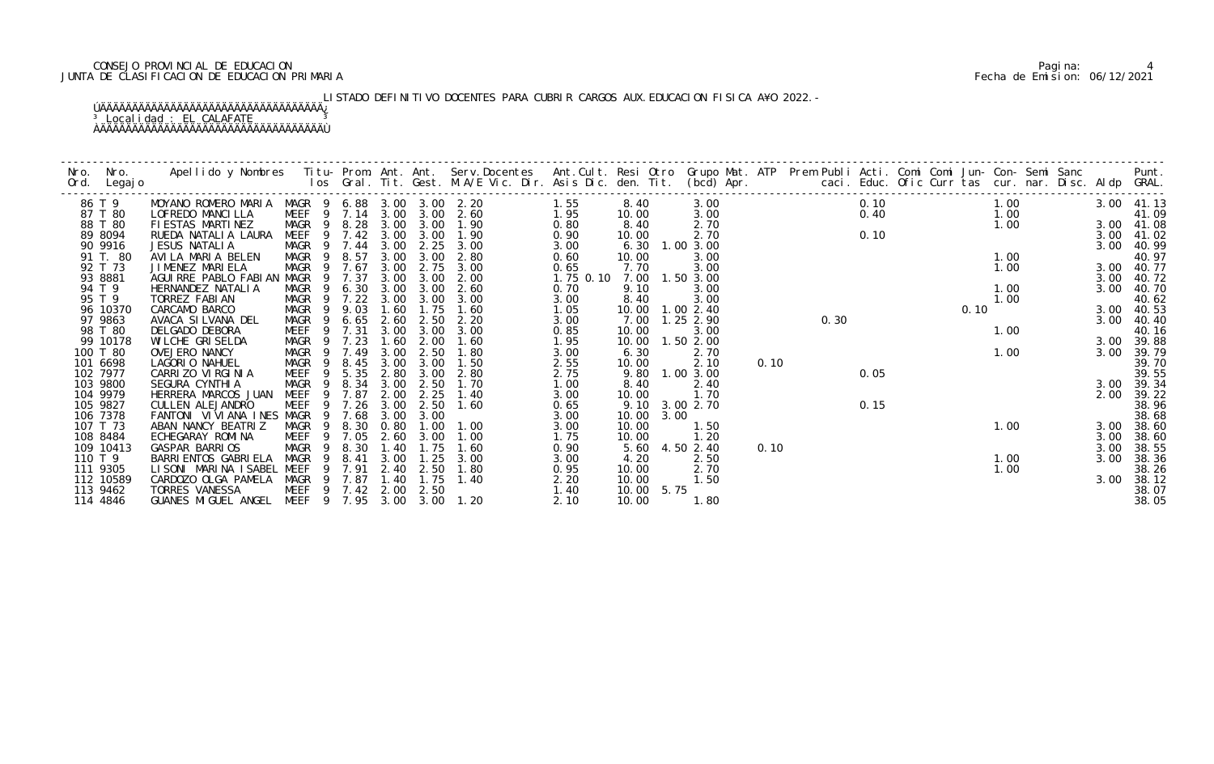CONSEJO PROVINCIAL DE EDUCACION
JUNTA DE CLASIFICACION DE EDUCACION PRIMARIA

LISTADO DEFINITIVO DOCENTES PARA CUBRIR CARGOS AUX.EDUCACION FISICA A¥O 2022.-

Localidad : EL CALAFATE

| Nro. Ord. | Nro. Legajo | Apellido y Nombres | Titu- los | Prom. Gral. | Ant. Tit. | Ant. Gest. | Serv.Docentes M.A/E Vic. Dir. | Ant.Cult. Asis Dic. | Resi den. | Otro Tit. | Grupo Mat. (bcd) | ATP Apr. | Prem Publi caci. | Acti. Educ. | Comi Ofic | Comi Curr | Jun- tas | Con- cur. | Semi nar. | Sanc Disc. | Aldp | Punt. GRAL. |
|---|---|---|---|---|---|---|---|---|---|---|---|---|---|---|---|---|---|---|---|---|---|---|
| 86 | T 9 | MOYANO ROMERO MARIA | MAGR 9 | 6.88 | 3.00 | 3.00 | 2.20 | 1.55 | 8.40 | | 3.00 | | | 0.10 | | | | 1.00 | | | 3.00 | 41.13 |
| 87 | T 80 | LOFREDO MANCILLA | MEEF 9 | 7.14 | 3.00 | 3.00 | 2.60 | 1.95 | 10.00 | | 3.00 | | | 0.40 | | | | 1.00 | | | | 41.09 |
| 88 | T 80 | FIESTAS MARTINEZ | MAGR 9 | 8.28 | 3.00 | 3.00 | 1.90 | 0.80 | 8.40 | | 2.70 | | | | | | | 1.00 | | | 3.00 | 41.08 |
| 89 | 8094 | RUEDA NATALIA LAURA | MEEF 9 | 7.42 | 3.00 | 3.00 | 1.90 | 0.90 | 10.00 | | 2.70 | | | 0.10 | | | | | | | 3.00 | 41.02 |
| 90 | 9916 | JESUS NATALIA | MAGR 9 | 7.44 | 3.00 | 2.25 | 3.00 | 3.00 | 6.30 | 1.00 | 3.00 | | | | | | | | | | 3.00 | 40.99 |
| 91 | T. 80 | AVILA MARIA BELEN | MAGR 9 | 8.57 | 3.00 | 3.00 | 2.80 | 0.60 | 10.00 | | 3.00 | | | | | | | 1.00 | | | | 40.97 |
| 92 | T 73 | JIMENEZ MARIELA | MAGR 9 | 7.67 | 3.00 | 2.75 | 3.00 | 0.65 | 7.70 | | 3.00 | | | | | | | 1.00 | | | 3.00 | 40.77 |
| 93 | 8881 | AGUIRRE PABLO FABIAN | MAGR 9 | 7.37 | 3.00 | 3.00 | 2.00 | 1.75 0.10 | 7.00 | 1.50 | 3.00 | | | | | | | | | | 3.00 | 40.72 |
| 94 | T 9 | HERNANDEZ NATALIA | MAGR 9 | 6.30 | 3.00 | 3.00 | 2.60 | 0.70 | 9.10 | | 3.00 | | | | | | | 1.00 | | | 3.00 | 40.70 |
| 95 | T 9 | TORREZ FABIAN | MAGR 9 | 7.22 | 3.00 | 3.00 | 3.00 | 3.00 | 8.40 | | 3.00 | | | | | | | 1.00 | | | | 40.62 |
| 96 | 10370 | CARCAMO BARCO | MAGR 9 | 9.03 | 1.60 | 1.75 | 1.60 | 1.05 | 10.00 | 1.00 | 2.40 | | | | | | 0.10 | | | | 3.00 | 40.53 |
| 97 | 9863 | AVACA SILVANA DEL | MAGR 9 | 6.65 | 2.60 | 2.50 | 2.20 | 3.00 | 7.00 | 1.25 | 2.90 | | 0.30 | | | | | | | | 3.00 | 40.40 |
| 98 | T 80 | DELGADO DEBORA | MEEF 9 | 7.31 | 3.00 | 3.00 | 3.00 | 0.85 | 10.00 | | 3.00 | | | | | | | 1.00 | | | | 40.16 |
| 99 | 10178 | WILCHE GRISELDA | MAGR 9 | 7.23 | 1.60 | 2.00 | 1.60 | 1.95 | 10.00 | 1.50 | 2.00 | | | | | | | | | | 3.00 | 39.88 |
| 100 | T 80 | OVEJERO NANCY | MAGR 9 | 7.49 | 3.00 | 2.50 | 1.80 | 3.00 | 6.30 | | 2.70 | | | | | | | 1.00 | | | 3.00 | 39.79 |
| 101 | 6698 | LAGORIO NAHUEL | MAGR 9 | 8.45 | 3.00 | 3.00 | 1.50 | 2.55 | 10.00 | | 2.10 | 0.10 | | | | | | | | | | 39.70 |
| 102 | 7977 | CARRIZO VIRGINIA | MEEF 9 | 5.35 | 2.80 | 3.00 | 2.80 | 2.75 | 9.80 | 1.00 | 3.00 | | | 0.05 | | | | | | | | 39.55 |
| 103 | 9800 | SEGURA CYNTHIA | MAGR 9 | 8.34 | 3.00 | 2.50 | 1.70 | 1.00 | 8.40 | | 2.40 | | | | | | | | | | 3.00 | 39.34 |
| 104 | 9979 | HERRERA MARCOS JUAN | MEEF 9 | 7.87 | 2.00 | 2.25 | 1.40 | 3.00 | 10.00 | | 1.70 | | | | | | | | | | 2.00 | 39.22 |
| 105 | 9827 | CULLEN ALEJANDRO | MEEF 9 | 7.26 | 3.00 | 2.50 | 1.60 | 0.65 | 9.10 | 3.00 | 2.70 | | | 0.15 | | | | | | | | 38.96 |
| 106 | 7378 | FANTONI VIVIANA INES | MAGR 9 | 7.68 | 3.00 | 3.00 | | 3.00 | 10.00 | 3.00 | | | | | | | | | | | | 38.68 |
| 107 | T 73 | ABAN NANCY BEATRIZ | MAGR 9 | 8.30 | 0.80 | 1.00 | 1.00 | 3.00 | 10.00 | | 1.50 | | | | | | | 1.00 | | | 3.00 | 38.60 |
| 108 | 8484 | ECHEGARAY ROMINA | MEEF 9 | 7.05 | 2.60 | 3.00 | 1.00 | 1.75 | 10.00 | | 1.20 | | | | | | | | | | 3.00 | 38.60 |
| 109 | 10413 | GASPAR BARRIOS | MAGR 9 | 8.30 | 1.40 | 1.75 | 1.60 | 0.90 | 5.60 | 4.50 | 2.40 | 0.10 | | | | | | | | | 3.00 | 38.55 |
| 110 | T 9 | BARRIENTOS GABRIELA | MAGR 9 | 8.41 | 3.00 | 1.25 | 3.00 | 3.00 | 4.20 | | 2.50 | | | | | | | 1.00 | | | 3.00 | 38.36 |
| 111 | 9305 | LISONI MARINA ISABEL | MEEF 9 | 7.91 | 2.40 | 2.50 | 1.80 | 0.95 | 10.00 | | 2.70 | | | | | | | 1.00 | | | | 38.26 |
| 112 | 10589 | CARDOZO OLGA PAMELA | MAGR 9 | 7.87 | 1.40 | 1.75 | 1.40 | 2.20 | 10.00 | | 1.50 | | | | | | | | | | 3.00 | 38.12 |
| 113 | 9462 | TORRES VANESSA | MEEF 9 | 7.42 | 2.00 | 2.50 | | 1.40 | 10.00 | 5.75 | | | | | | | | | | | | 38.07 |
| 114 | 4846 | GUANES MIGUEL ANGEL | MEEF 9 | 7.95 | 3.00 | 3.00 | 1.20 | 2.10 | 10.00 | | 1.80 | | | | | | | | | | | 38.05 |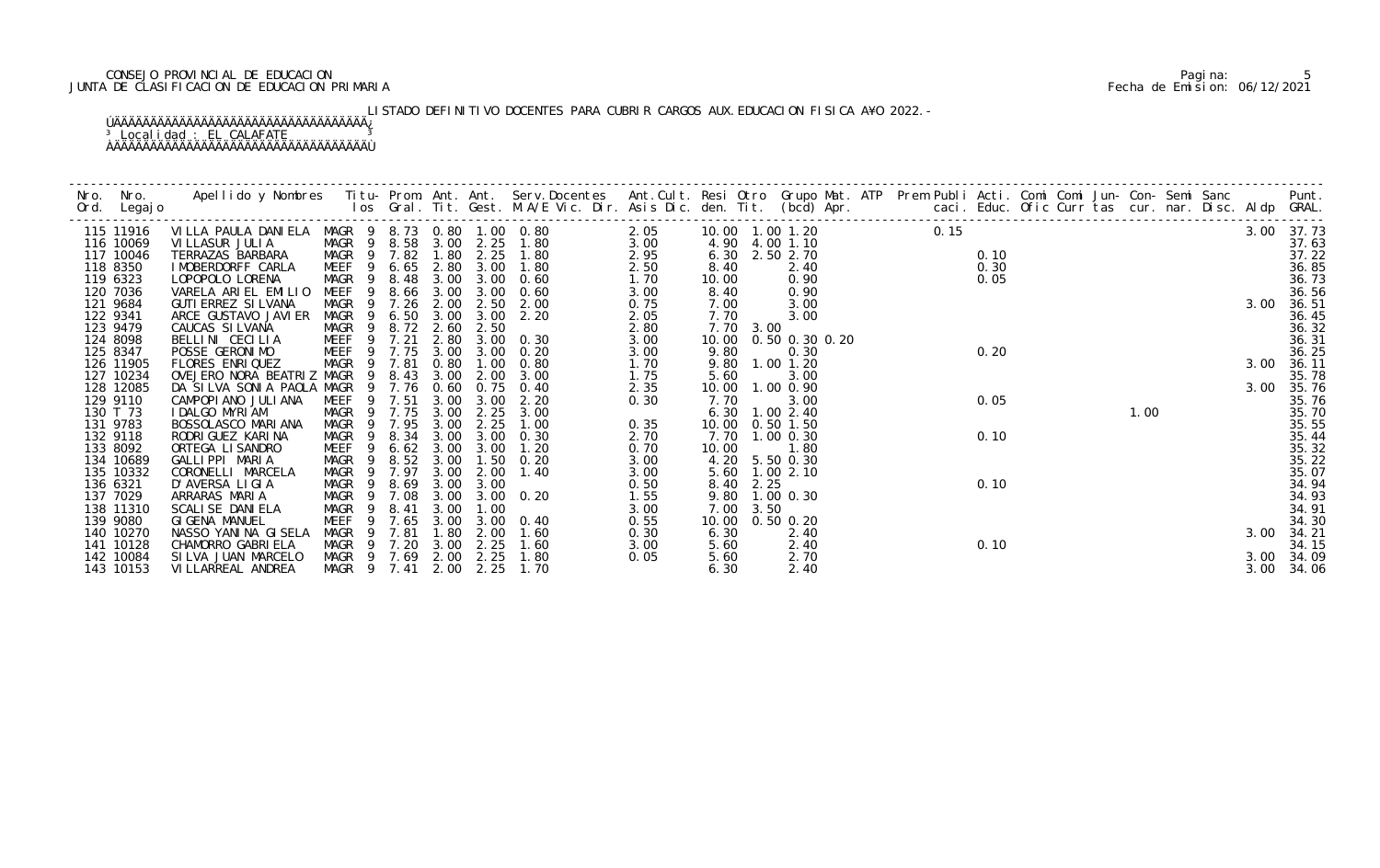CONSEJO PROVINCIAL DE EDUCACION
JUNTA DE CLASIFICACION DE EDUCACION PRIMARIA

Fecha de Emision: 06/12/2021

LISTADO DEFINITIVO DOCENTES PARA CUBRIR CARGOS AUX.EDUCACION FISICA A¥O 2022.-

³ Localidad : EL CALAFATE ³

| Nro. Ord. | Nro. Legajo | Apellido y Nombres | Titu- los | Prom. Gral. | Ant. Tit. | Ant. Gest. | Serv.Docentes M.A/E Vic. Dir. | Ant.Cult. Asis Dic. | Resi den. | Otro Tit. | Grupo Mat. (bcd) | ATP Apr. | Prem Publi caci. | Acti. Educ. | Comi Ofic | Comi Curr | Jun- tas | Con- cur. | Semi nar. | Sanc Disc. | Aldp | Punt. GRAL. |
|---|---|---|---|---|---|---|---|---|---|---|---|---|---|---|---|---|---|---|---|---|---|---|
| 115 | 11916 | VILLA PAULA DANIELA | MAGR 9 | 8.73 | 0.80 | 1.00 | 0.80 | 2.05 | 10.00 | 1.00 | 1.20 | | 0.15 | | | | | | | | 3.00 | 37.73 |
| 116 | 10069 | VILLASUR JULIA | MAGR 9 | 8.58 | 3.00 | 2.25 | 1.80 | 3.00 | 4.90 | 4.00 | 1.10 | | | | | | | | | | | 37.63 |
| 117 | 10046 | TERRAZAS BARBARA | MAGR 9 | 7.82 | 1.80 | 2.25 | 1.80 | 2.95 | 6.30 | 2.50 | 2.70 | | | 0.10 | | | | | | | | 37.22 |
| 118 | 8350 | IMOBERDORFF CARLA | MEEF 9 | 6.65 | 2.80 | 3.00 | 1.80 | 2.50 | 8.40 | | 2.40 | | | 0.30 | | | | | | | | 36.85 |
| 119 | 6323 | LOPOPOLO LORENA | MAGR 9 | 8.48 | 3.00 | 3.00 | 0.60 | 1.70 | 10.00 | | 0.90 | | | 0.05 | | | | | | | | 36.73 |
| 120 | 7036 | VARELA ARIEL EMILIO | MEEF 9 | 8.66 | 3.00 | 3.00 | 0.60 | 3.00 | 8.40 | | 0.90 | | | | | | | | | | | 36.56 |
| 121 | 9684 | GUTIERREZ SILVANA | MAGR 9 | 7.26 | 2.00 | 2.50 | 2.00 | 0.75 | 7.00 | | 3.00 | | | | | | | | | | 3.00 | 36.51 |
| 122 | 9341 | ARCE GUSTAVO JAVIER | MAGR 9 | 6.50 | 3.00 | 3.00 | 2.20 | 2.05 | 7.70 | | 3.00 | | | | | | | | | | | 36.45 |
| 123 | 9479 | CAUCAS SILVANA | MAGR 9 | 8.72 | 2.60 | 2.50 | | 2.80 | 7.70 | 3.00 | | | | | | | | | | | | 36.32 |
| 124 | 8098 | BELLINI CECILIA | MEEF 9 | 7.21 | 2.80 | 3.00 | 0.30 | 3.00 | 10.00 | 0.50 | 0.30 | 0.20 | | | | | | | | | | 36.31 |
| 125 | 8347 | POSSE GERONIMO | MEEF 9 | 7.75 | 3.00 | 3.00 | 0.20 | 3.00 | 9.80 | | 0.30 | | | 0.20 | | | | | | | | 36.25 |
| 126 | 11905 | FLORES ENRIQUEZ | MAGR 9 | 7.81 | 0.80 | 1.00 | 0.80 | 1.70 | 9.80 | 1.00 | 1.20 | | | | | | | | | | 3.00 | 36.11 |
| 127 | 10234 | OVEJERO NORA BEATRIZ | MAGR 9 | 8.43 | 3.00 | 2.00 | 3.00 | 1.75 | 5.60 | | 3.00 | | | | | | | | | | | 35.78 |
| 128 | 12085 | DA SILVA SONIA PAOLA | MAGR 9 | 7.76 | 0.60 | 0.75 | 0.40 | 2.35 | 10.00 | 1.00 | 0.90 | | | | | | | | | | 3.00 | 35.76 |
| 129 | 9110 | CAMPOPIANO JULIANA | MEEF 9 | 7.51 | 3.00 | 3.00 | 2.20 | 0.30 | 7.70 | | 3.00 | | | 0.05 | | | | | | | | 35.76 |
| 130 | T 73 | IDALGO MYRIAM | MAGR 9 | 7.75 | 3.00 | 2.25 | 3.00 | | 6.30 | 1.00 | 2.40 | | | | | | | 1.00 | | | | 35.70 |
| 131 | 9783 | BOSSOLASCO MARIANA | MAGR 9 | 7.95 | 3.00 | 2.25 | 1.00 | 0.35 | 10.00 | 0.50 | 1.50 | | | | | | | | | | | 35.55 |
| 132 | 9118 | RODRIGUEZ KARINA | MAGR 9 | 8.34 | 3.00 | 3.00 | 0.30 | 2.70 | 7.70 | 1.00 | 0.30 | | | 0.10 | | | | | | | | 35.44 |
| 133 | 8092 | ORTEGA LISANDRO | MEEF 9 | 6.62 | 3.00 | 3.00 | 1.20 | 0.70 | 10.00 | | 1.80 | | | | | | | | | | | 35.32 |
| 134 | 10689 | GALLIPPI MARIA | MAGR 9 | 8.52 | 3.00 | 1.50 | 0.20 | 3.00 | 4.20 | 5.50 | 0.30 | | | | | | | | | | | 35.22 |
| 135 | 10332 | CORONELLI MARCELA | MAGR 9 | 7.97 | 3.00 | 2.00 | 1.40 | 3.00 | 5.60 | 1.00 | 2.10 | | | | | | | | | | | 35.07 |
| 136 | 6321 | D'AVERSA LIGIA | MAGR 9 | 8.69 | 3.00 | 3.00 | | 0.50 | 8.40 | 2.25 | | | | 0.10 | | | | | | | | 34.94 |
| 137 | 7029 | ARRARAS MARIA | MAGR 9 | 7.08 | 3.00 | 3.00 | 0.20 | 1.55 | 9.80 | 1.00 | 0.30 | | | | | | | | | | | 34.93 |
| 138 | 11310 | SCALISE DANIELA | MAGR 9 | 8.41 | 3.00 | 1.00 | | 3.00 | 7.00 | 3.50 | | | | | | | | | | | | 34.91 |
| 139 | 9080 | GIGENA MANUEL | MEEF 9 | 7.65 | 3.00 | 3.00 | 0.40 | 0.55 | 10.00 | 0.50 | 0.20 | | | | | | | | | | | 34.30 |
| 140 | 10270 | NASSO YANINA GISELA | MAGR 9 | 7.81 | 1.80 | 2.00 | 1.60 | 0.30 | 6.30 | | 2.40 | | | | | | | | | | 3.00 | 34.21 |
| 141 | 10128 | CHAMORRO GABRIELA | MAGR 9 | 7.20 | 3.00 | 2.25 | 1.60 | 3.00 | 5.60 | | 2.40 | | | 0.10 | | | | | | | | 34.15 |
| 142 | 10084 | SILVA JUAN MARCELO | MAGR 9 | 7.69 | 2.00 | 2.25 | 1.80 | 0.05 | 5.60 | | 2.70 | | | | | | | | | | 3.00 | 34.09 |
| 143 | 10153 | VILLARREAL ANDREA | MAGR 9 | 7.41 | 2.00 | 2.25 | 1.70 | | 6.30 | | 2.40 | | | | | | | | | | 3.00 | 34.06 |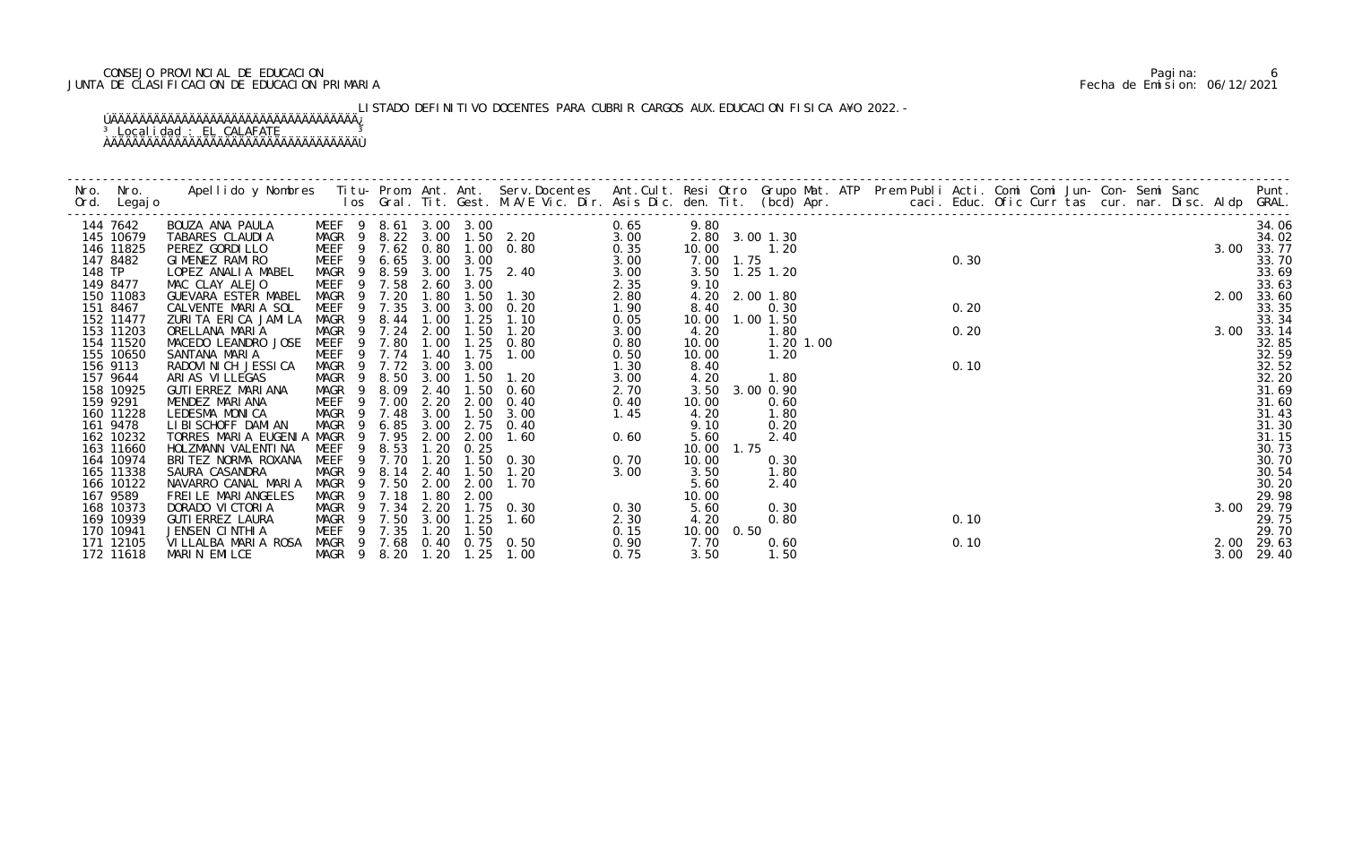CONSEJO PROVINCIAL DE EDUCACION
JUNTA DE CLASIFICACION DE EDUCACION PRIMARIA

LISTADO DEFINITIVO DOCENTES PARA CUBRIR CARGOS AUX.EDUCACION FISICA AÑO 2022.-

Localidad : EL CALAFATE

| Nro. Ord. | Nro. Legajo | Apellido y Nombres | Titu- los | Prom. Gral. | Ant. Tit. | Ant. Gest. | Serv.Docentes M.A/E Vic. Dir. | Ant.Cult. Asis Dic. | Resi den. | Otro Tit. | Grupo Mat. (bcd) | ATP Apr. | Prem Publi caci. | Acti. Educ. | Comi Ofic | Comi Curr | Jun- tas | Con- cur. | Semi nar. | Sanc Disc. | Aldp | Punt. GRAL. |
|---|---|---|---|---|---|---|---|---|---|---|---|---|---|---|---|---|---|---|---|---|---|---|
| 144 | 7642 | BOUZA ANA PAULA | MEEF 9 | 8.61 | 3.00 | 3.00 | | 0.65 | 9.80 | | | | | | | | | | | | | 34.06 |
| 145 | 10679 | TABARES CLAUDIA | MAGR 9 | 8.22 | 3.00 | 1.50 | 2.20 | 3.00 | 2.80 | 3.00 | 1.30 | | | | | | | | | | | 34.02 |
| 146 | 11825 | PEREZ GORDILLO | MEEF 9 | 7.62 | 0.80 | 1.00 | 0.80 | 0.35 | 10.00 | | 1.20 | | | | | | | | | | 3.00 | 33.77 |
| 147 | 8482 | GIMENEZ RAMIRO | MEEF 9 | 6.65 | 3.00 | 3.00 | | 3.00 | 7.00 | 1.75 | | | | 0.30 | | | | | | | | 33.70 |
| 148 | TP | LOPEZ ANALIA MABEL | MAGR 9 | 8.59 | 3.00 | 1.75 | 2.40 | 3.00 | 3.50 | 1.25 | 1.20 | | | | | | | | | | | 33.69 |
| 149 | 8477 | MAC CLAY ALEJO | MEEF 9 | 7.58 | 2.60 | 3.00 | | 2.35 | 9.10 | | | | | | | | | | | | | 33.63 |
| 150 | 11083 | GUEVARA ESTER MABEL | MAGR 9 | 7.20 | 1.80 | 1.50 | 1.30 | 2.80 | 4.20 | 2.00 | 1.80 | | | | | | | | | | 2.00 | 33.60 |
| 151 | 8467 | CALVENTE MARIA SOL | MEEF 9 | 7.35 | 3.00 | 3.00 | 0.20 | 1.90 | 8.40 | | 0.30 | | | 0.20 | | | | | | | | 33.35 |
| 152 | 11477 | ZURITA ERICA JAMILA | MAGR 9 | 8.44 | 1.00 | 1.25 | 1.10 | 0.05 | 10.00 | 1.00 | 1.50 | | | | | | | | | | | 33.34 |
| 153 | 11203 | ORELLANA MARIA | MAGR 9 | 7.24 | 2.00 | 1.50 | 1.20 | 3.00 | 4.20 | | 1.80 | | | 0.20 | | | | | | | 3.00 | 33.14 |
| 154 | 11520 | MACEDO LEANDRO JOSE | MEEF 9 | 7.80 | 1.00 | 1.25 | 0.80 | 0.80 | 10.00 | | 1.20 | 1.00 | | | | | | | | | | 32.85 |
| 155 | 10650 | SANTANA MARIA | MEEF 9 | 7.74 | 1.40 | 1.75 | 1.00 | 0.50 | 10.00 | | 1.20 | | | | | | | | | | | 32.59 |
| 156 | 9113 | RADOVINICH JESSICA | MAGR 9 | 7.72 | 3.00 | 3.00 | | 1.30 | 8.40 | | | | | 0.10 | | | | | | | | 32.52 |
| 157 | 9644 | ARIAS VILLEGAS | MAGR 9 | 8.50 | 3.00 | 1.50 | 1.20 | 3.00 | 4.20 | | 1.80 | | | | | | | | | | | 32.20 |
| 158 | 10925 | GUTIERREZ MARIANA | MAGR 9 | 8.09 | 2.40 | 1.50 | 0.60 | 2.70 | 3.50 | 3.00 | 0.90 | | | | | | | | | | | 31.69 |
| 159 | 9291 | MENDEZ MARIANA | MEEF 9 | 7.00 | 2.20 | 2.00 | 0.40 | 0.40 | 10.00 | | 0.60 | | | | | | | | | | | 31.60 |
| 160 | 11228 | LEDESMA MONICA | MAGR 9 | 7.48 | 3.00 | 1.50 | 3.00 | 1.45 | 4.20 | | 1.80 | | | | | | | | | | | 31.43 |
| 161 | 9478 | LIBISCHOFF DAMIAN | MAGR 9 | 6.85 | 3.00 | 2.75 | 0.40 | | 9.10 | | 0.20 | | | | | | | | | | | 31.30 |
| 162 | 10232 | TORRES MARIA EUGENIA | MAGR 9 | 7.95 | 2.00 | 2.00 | 1.60 | 0.60 | 5.60 | | 2.40 | | | | | | | | | | | 31.15 |
| 163 | 11660 | HOLZMANN VALENTINA | MEEF 9 | 8.53 | 1.20 | 0.25 | | | 10.00 | 1.75 | | | | | | | | | | | | 30.73 |
| 164 | 10974 | BRITEZ NORMA ROXANA | MEEF 9 | 7.70 | 1.20 | 1.50 | 0.30 | 0.70 | 10.00 | | 0.30 | | | | | | | | | | | 30.70 |
| 165 | 11338 | SAURA CASANDRA | MAGR 9 | 8.14 | 2.40 | 1.50 | 1.20 | 3.00 | 3.50 | | 1.80 | | | | | | | | | | | 30.54 |
| 166 | 10122 | NAVARRO CANAL MARIA | MAGR 9 | 7.50 | 2.00 | 2.00 | 1.70 | | 5.60 | | 2.40 | | | | | | | | | | | 30.20 |
| 167 | 9589 | FREILE MARIANGELES | MAGR 9 | 7.18 | 1.80 | 2.00 | | | 10.00 | | | | | | | | | | | | | 29.98 |
| 168 | 10373 | DORADO VICTORIA | MAGR 9 | 7.34 | 2.20 | 1.75 | 0.30 | 0.30 | 5.60 | | 0.30 | | | | | | | | | | 3.00 | 29.79 |
| 169 | 10939 | GUTIERREZ LAURA | MAGR 9 | 7.50 | 3.00 | 1.25 | 1.60 | 2.30 | 4.20 | | 0.80 | | | 0.10 | | | | | | | | 29.75 |
| 170 | 10941 | JENSEN CINTHIA | MEEF 9 | 7.35 | 1.20 | 1.50 | | 0.15 | 10.00 | 0.50 | | | | | | | | | | | | 29.70 |
| 171 | 12105 | VILLALBA MARIA ROSA | MAGR 9 | 7.68 | 0.40 | 0.75 | 0.50 | 0.90 | 7.70 | | 0.60 | | | 0.10 | | | | | | | 2.00 | 29.63 |
| 172 | 11618 | MARIN EMILCE | MAGR 9 | 8.20 | 1.20 | 1.25 | 1.00 | 0.75 | 3.50 | | 1.50 | | | | | | | | | | 3.00 | 29.40 |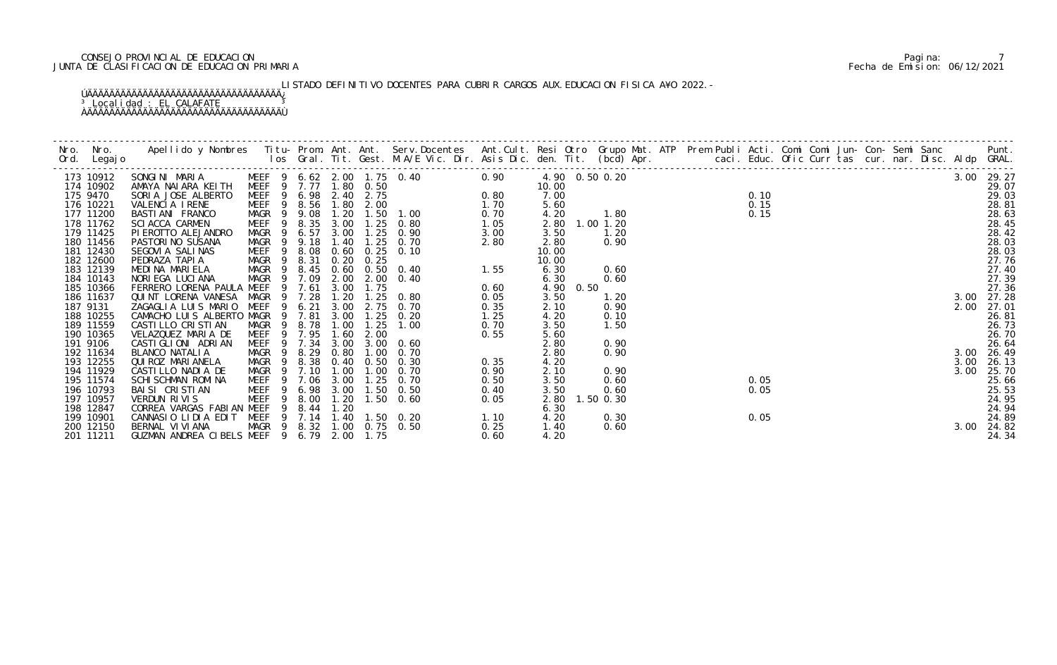CONSEJO PROVINCIAL DE EDUCACION
JUNTA DE CLASIFICACION DE EDUCACION PRIMARIA

LISTADO DEFINITIVO DOCENTES PARA CUBRIR CARGOS AUX.EDUCACION FISICA A¥O 2022.-

Localidad : EL CALAFATE

| Nro. Ord. | Nro. Legajo | Apellido y Nombres | Titu-los | Prom. Gral. | Ant. Tit. | Ant. Gest. | Serv.Docentes M.A/E Vic. Dir. | Ant.Cult. Asis Dic. | Resi den. | Otro Tit. | Grupo Mat. (bcd) | ATP Apr. | Prem Publi caci. | Acti. Educ. | Comi Ofic | Comi Curr | Jun-tas | Con-cur. | Semi nar. | Sanc Disc. | Aldp | Punt. GRAL. |
|---|---|---|---|---|---|---|---|---|---|---|---|---|---|---|---|---|---|---|---|---|---|---|
| 173 | 10912 | SONGINI MARIA | MEEF 9 | 6.62 | 2.00 | 1.75 | 0.40 | 0.90 | 4.90 | 0.50 | 0.20 | | | | | | | | | | 3.00 | 29.27 |
| 174 | 10902 | AMAYA NAIARA KEITH | MEEF 9 | 7.77 | 1.80 | 0.50 | | | 10.00 | | | | | | | | | | | | | 29.07 |
| 175 | 9470 | SORIA JOSE ALBERTO | MEEF 9 | 6.98 | 2.40 | 2.75 | | 0.80 | 7.00 | | | | | 0.10 | | | | | | | | 29.03 |
| 176 | 10221 | VALENCIA IRENE | MEEF 9 | 8.56 | 1.80 | 2.00 | | 1.70 | 5.60 | | | | | 0.15 | | | | | | | | 28.81 |
| 177 | 11200 | BASTIANI FRANCO | MAGR 9 | 9.08 | 1.20 | 1.50 | 1.00 | 0.70 | 4.20 | | 1.80 | | | 0.15 | | | | | | | | 28.63 |
| 178 | 11762 | SCIACCA CARMEN | MEEF 9 | 8.35 | 3.00 | 1.25 | 0.80 | 1.05 | 2.80 | 1.00 | 1.20 | | | | | | | | | | | 28.45 |
| 179 | 11425 | PIEROTTO ALEJANDRO | MAGR 9 | 6.57 | 3.00 | 1.25 | 0.90 | 3.00 | 3.50 | | 1.20 | | | | | | | | | | | 28.42 |
| 180 | 11456 | PASTORINO SUSANA | MAGR 9 | 9.18 | 1.40 | 1.25 | 0.70 | 2.80 | 2.80 | | 0.90 | | | | | | | | | | | 28.03 |
| 181 | 12430 | SEGOVIA SALINAS | MEEF 9 | 8.08 | 0.60 | 0.25 | 0.10 | | 10.00 | | | | | | | | | | | | | 28.03 |
| 182 | 12600 | PEDRAZA TAPIA | MAGR 9 | 8.31 | 0.20 | 0.25 | | | 10.00 | | | | | | | | | | | | | 27.76 |
| 183 | 12139 | MEDINA MARIELA | MAGR 9 | 8.45 | 0.60 | 0.50 | 0.40 | 1.55 | 6.30 | | 0.60 | | | | | | | | | | | 27.40 |
| 184 | 10143 | NORIEGA LUCIANA | MAGR 9 | 7.09 | 2.00 | 2.00 | 0.40 | | 6.30 | | 0.60 | | | | | | | | | | | 27.39 |
| 185 | 10366 | FERRERO LORENA PAULA | MEEF 9 | 7.61 | 3.00 | 1.75 | | 0.60 | 4.90 | 0.50 | | | | | | | | | | | | 27.36 |
| 186 | 11637 | QUINT LORENA VANESA | MAGR 9 | 7.28 | 1.20 | 1.25 | 0.80 | 0.05 | 3.50 | | 1.20 | | | | | | | | | | 3.00 | 27.28 |
| 187 | 9131 | ZAGAGLIA LUIS MARIO | MEEF 9 | 6.21 | 3.00 | 2.75 | 0.70 | 0.35 | 2.10 | | 0.90 | | | | | | | | | | 2.00 | 27.01 |
| 188 | 10255 | CAMACHO LUIS ALBERTO | MAGR 9 | 7.81 | 3.00 | 1.25 | 0.20 | 1.25 | 4.20 | | 0.10 | | | | | | | | | | | 26.81 |
| 189 | 11559 | CASTILLO CRISTIAN | MAGR 9 | 8.78 | 1.00 | 1.25 | 1.00 | 0.70 | 3.50 | | 1.50 | | | | | | | | | | | 26.73 |
| 190 | 10365 | VELAZQUEZ MARIA DE | MEEF 9 | 7.95 | 1.60 | 2.00 | | 0.55 | 5.60 | | | | | | | | | | | | | 26.70 |
| 191 | 9106 | CASTIGLIONI ADRIAN | MEEF 9 | 7.34 | 3.00 | 3.00 | 0.60 | | 2.80 | | 0.90 | | | | | | | | | | | 26.64 |
| 192 | 11634 | BLANCO NATALIA | MAGR 9 | 8.29 | 0.80 | 1.00 | 0.70 | | 2.80 | | 0.90 | | | | | | | | | | 3.00 | 26.49 |
| 193 | 12255 | QUIROZ MARIANELA | MAGR 9 | 8.38 | 0.40 | 0.50 | 0.30 | 0.35 | 4.20 | | | | | | | | | | | | 3.00 | 26.13 |
| 194 | 11929 | CASTILLO NADIA DE | MAGR 9 | 7.10 | 1.00 | 1.00 | 0.70 | 0.90 | 2.10 | | 0.90 | | | | | | | | | | 3.00 | 25.70 |
| 195 | 11574 | SCHISCHMAN ROMINA | MEEF 9 | 7.06 | 3.00 | 1.25 | 0.70 | 0.50 | 3.50 | | 0.60 | | | 0.05 | | | | | | | | 25.66 |
| 196 | 10793 | BAISI CRISTIAN | MEEF 9 | 6.98 | 3.00 | 1.50 | 0.50 | 0.40 | 3.50 | | 0.60 | | | 0.05 | | | | | | | | 25.53 |
| 197 | 10957 | VERDUN RIVIS | MEEF 9 | 8.00 | 1.20 | 1.50 | 0.60 | 0.05 | 2.80 | 1.50 | 0.30 | | | | | | | | | | | 24.95 |
| 198 | 12847 | CORREA VARGAS FABIAN | MEEF 9 | 8.44 | 1.20 | | | | 6.30 | | | | | | | | | | | | | 24.94 |
| 199 | 10901 | CANNASIO LIDIA EDIT | MEEF 9 | 7.14 | 1.40 | 1.50 | 0.20 | 1.10 | 4.20 | | 0.30 | | | 0.05 | | | | | | | | 24.89 |
| 200 | 12150 | BERNAL VIVIANA | MAGR 9 | 8.32 | 1.00 | 0.75 | 0.50 | 0.25 | 1.40 | | 0.60 | | | | | | | | | | 3.00 | 24.82 |
| 201 | 11211 | GUZMAN ANDREA CIBELS | MEEF 9 | 6.79 | 2.00 | 1.75 | | 0.60 | 4.20 | | | | | | | | | | | | | 24.34 |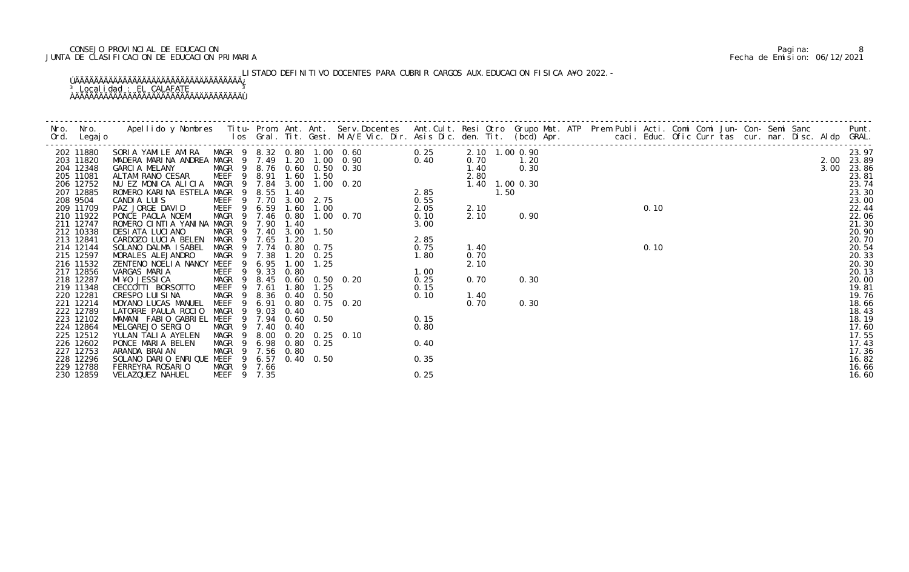CONSEJO PROVINCIAL DE EDUCACION
JUNTA DE CLASIFICACION DE EDUCACION PRIMARIA

Fecha de Emision: 06/12/2021

LISTADO DEFINITIVO DOCENTES PARA CUBRIR CARGOS AUX.EDUCACION FISICA A¥O 2022.-

Localidad : EL CALAFATE

| Nro. Ord. | Nro. Legajo | Apellido y Nombres | Titu- los | Prom. Gral. | Ant. Tit. | Ant. Gest. | Serv.Docentes M.A/E Vic. Dir. | Ant.Cult. Asis Dic. | Resi den. | Otro Tit. | Grupo Mat. (bcd) | ATP Apr. | Prem Publi caci. | Acti. Educ. | Comi Ofic | Comi Curr | Jun- tas | Con- cur. | Semi nar. | Sanc Disc. | Aldp | Punt. GRAL. |
|---|---|---|---|---|---|---|---|---|---|---|---|---|---|---|---|---|---|---|---|---|---|---|
| 202 | 11880 | SORIA YAMILE AMIRA | MAGR 9 | 8.32 | 0.80 | 1.00 | 0.60 | 0.25 | 2.10 | 1.00 | 0.90 | | | | | | | | | | | 23.97 |
| 203 | 11820 | MADERA MARINA ANDREA | MAGR 9 | 7.49 | 1.20 | 1.00 | 0.90 | 0.40 | 0.70 | | 1.20 | | | | | | | | | | 2.00 | 23.89 |
| 204 | 12348 | GARCIA MELANY | MAGR 9 | 8.76 | 0.60 | 0.50 | 0.30 | | 1.40 | | 0.30 | | | | | | | | | | 3.00 | 23.86 |
| 205 | 11081 | ALTAMIRANO CESAR | MEEF 9 | 8.91 | 1.60 | 1.50 | | | 2.80 | | | | | | | | | | | | | 23.81 |
| 206 | 12752 | NU EZ MONICA ALICIA | MAGR 9 | 7.84 | 3.00 | 1.00 | 0.20 | | 1.40 | 1.00 | 0.30 | | | | | | | | | | | 23.74 |
| 207 | 12885 | ROMERO KARINA ESTELA | MAGR 9 | 8.55 | 1.40 | | | 2.85 | | 1.50 | | | | | | | | | | | | 23.30 |
| 208 | 9504 | CANDIA LUIS | MEEF 9 | 7.70 | 3.00 | 2.75 | | 0.55 | | | | | | | | | | | | | | 23.00 |
| 209 | 11709 | PAZ JORGE DAVID | MEEF 9 | 6.59 | 1.60 | 1.00 | | 2.05 | 2.10 | | | | | 0.10 | | | | | | | | 22.44 |
| 210 | 11922 | PONCE PAOLA NOEMI | MAGR 9 | 7.46 | 0.80 | 1.00 | 0.70 | 0.10 | 2.10 | | 0.90 | | | | | | | | | | | 22.06 |
| 211 | 12747 | ROMERO CINTIA YANINA | MAGR 9 | 7.90 | 1.40 | | | 3.00 | | | | | | | | | | | | | | 21.30 |
| 212 | 10338 | DESIATA LUCIANO | MAGR 9 | 7.40 | 3.00 | 1.50 | | | | | | | | | | | | | | | | 20.90 |
| 213 | 12841 | CARDOZO LUCIA BELEN | MAGR 9 | 7.65 | 1.20 | | | 2.85 | | | | | | | | | | | | | | 20.70 |
| 214 | 12144 | SOLANO DALMA ISABEL | MAGR 9 | 7.74 | 0.80 | 0.75 | | 0.75 | 1.40 | | | | | 0.10 | | | | | | | | 20.54 |
| 215 | 12597 | MORALES ALEJANDRO | MAGR 9 | 7.38 | 1.20 | 0.25 | | 1.80 | 0.70 | | | | | | | | | | | | | 20.33 |
| 216 | 11532 | ZENTENO NOELIA NANCY | MEEF 9 | 6.95 | 1.00 | 1.25 | | | 2.10 | | | | | | | | | | | | | 20.30 |
| 217 | 12856 | VARGAS MARIA | MEEF 9 | 9.33 | 0.80 | | | 1.00 | | | | | | | | | | | | | | 20.13 |
| 218 | 12287 | MI¥O JESSICA | MAGR 9 | 8.45 | 0.60 | 0.50 | 0.20 | 0.25 | 0.70 | | 0.30 | | | | | | | | | | | 20.00 |
| 219 | 11348 | CECCOTTI BORSOTTO | MEEF 9 | 7.61 | 1.80 | 1.25 | | 0.15 | | | | | | | | | | | | | | 19.81 |
| 220 | 12281 | CRESPO LUISINA | MAGR 9 | 8.36 | 0.40 | 0.50 | | 0.10 | 1.40 | | | | | | | | | | | | | 19.76 |
| 221 | 12214 | MOYANO LUCAS MANUEL | MEEF 9 | 6.91 | 0.80 | 0.75 | 0.20 | | 0.70 | | 0.30 | | | | | | | | | | | 18.66 |
| 222 | 12789 | LATORRE PAULA ROCIO | MAGR 9 | 9.03 | 0.40 | | | | | | | | | | | | | | | | | 18.43 |
| 223 | 12102 | MAMANI FABIO GABRIEL | MEEF 9 | 7.94 | 0.60 | 0.50 | | 0.15 | | | | | | | | | | | | | | 18.19 |
| 224 | 12864 | MELGAREJO SERGIO | MAGR 9 | 7.40 | 0.40 | | | 0.80 | | | | | | | | | | | | | | 17.60 |
| 225 | 12512 | YULAN TALIA AYELEN | MAGR 9 | 8.00 | 0.20 | 0.25 | 0.10 | | | | | | | | | | | | | | | 17.55 |
| 226 | 12602 | PONCE MARIA BELEN | MAGR 9 | 6.98 | 0.80 | 0.25 | | 0.40 | | | | | | | | | | | | | | 17.43 |
| 227 | 12753 | ARANDA BRAIAN | MAGR 9 | 7.56 | 0.80 | | | | | | | | | | | | | | | | | 17.36 |
| 228 | 12296 | SOLANO DARIO ENRIQUE | MEEF 9 | 6.57 | 0.40 | 0.50 | | 0.35 | | | | | | | | | | | | | | 16.82 |
| 229 | 12788 | FERREYRA ROSARIO | MAGR 9 | 7.66 | | | | | | | | | | | | | | | | | | 16.66 |
| 230 | 12859 | VELAZQUEZ NAHUEL | MEEF 9 | 7.35 | | | | 0.25 | | | | | | | | | | | | | | 16.60 |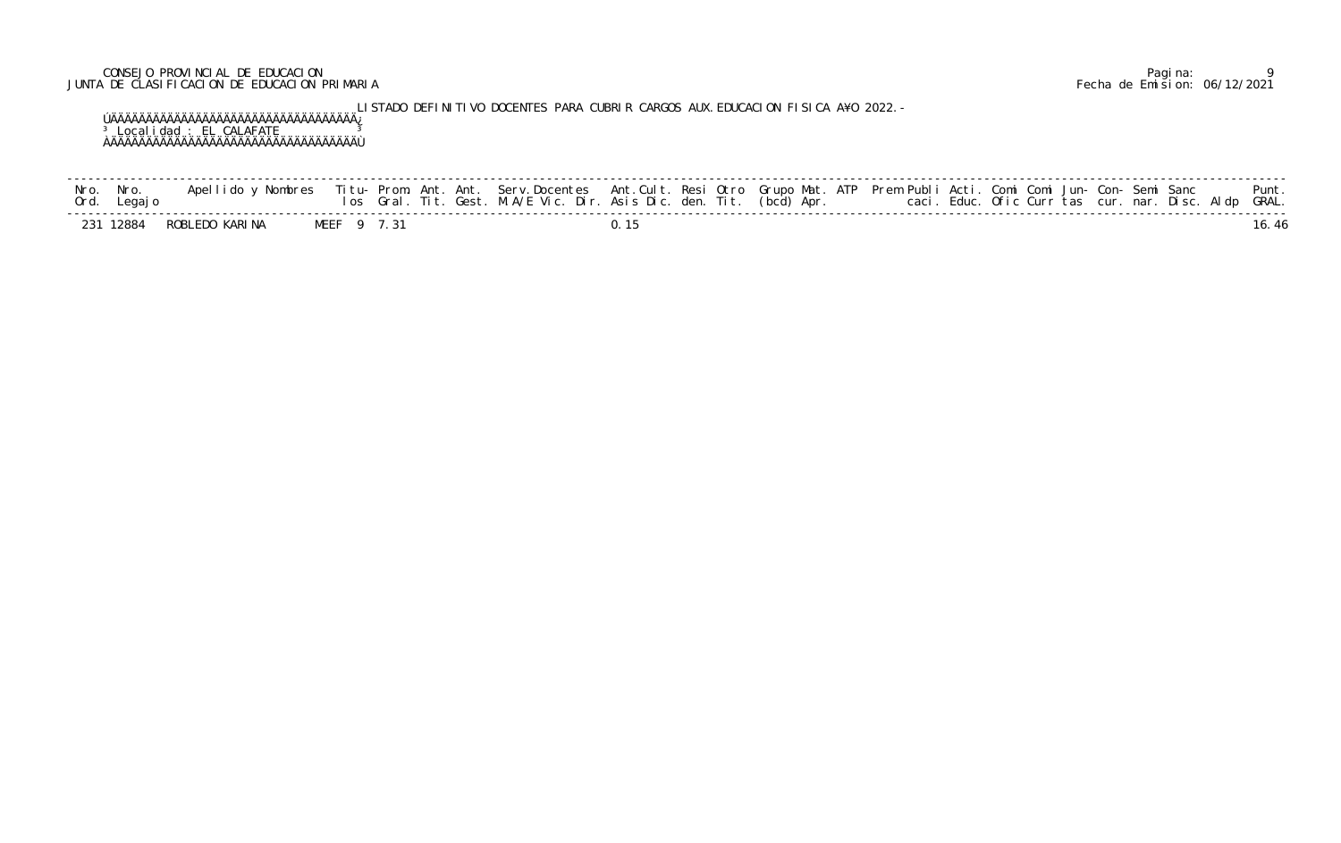CONSEJO PROVINCIAL DE EDUCACION
JUNTA DE CLASIFICACION DE EDUCACION PRIMARIA

LISTADO DEFINITIVO DOCENTES PARA CUBRIR CARGOS AUX.EDUCACION FISICA A¥O 2022.-

Localidad : EL CALAFATE

| Nro. Ord. | Nro. Legajo | Apellido y Nombres | Titulos | Prom. Gral. | Ant. Tit. | Ant. Gest. | Serv.Docentes M.A/E | Vic. | Dir. | Ant.Cult. Asis | Resi Dic. | Otro den. | Grupo Tit. (bcd) | Mat. Apr. | ATP | Prem | Publi caci. | Acti. Educ. | Comi Ofic | Comi Curr | Jun-tas | Con-cur. | Semi nar. | Sanc Disc. | Aldp | Punt. GRAL. |
|---|---|---|---|---|---|---|---|---|---|---|---|---|---|---|---|---|---|---|---|---|---|---|---|---|---|---|
| 231 | 12884 | ROBLEDO KARINA | MEEF 9 | 7.31 | | | | | | 0.15 | | | | | | | | | | | | | | | | 16.46 |